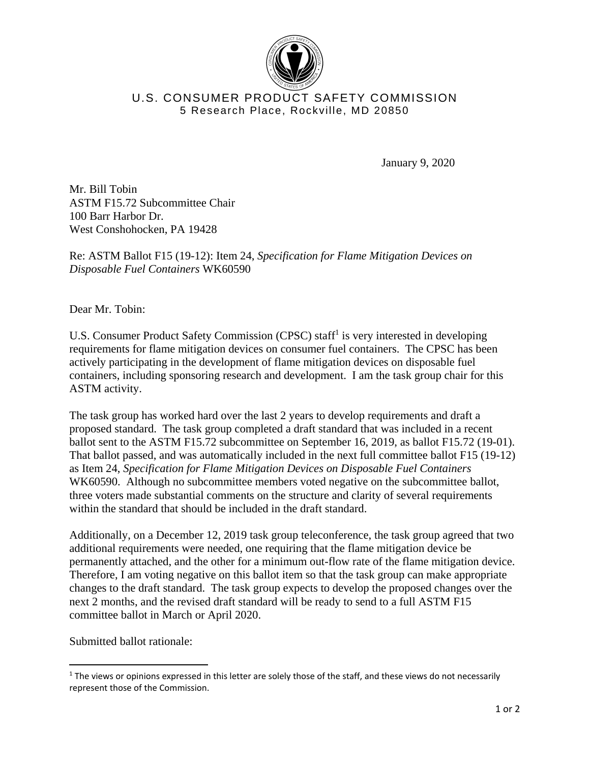U.S. CONSUMER PRODUCT SAFETY COMMISSION
5 Research Place, Rockville, MD 20850

January 9, 2020

Mr. Bill Tobin
ASTM F15.72 Subcommittee Chair
100 Barr Harbor Dr.
West Conshohocken, PA 19428

Re: ASTM Ballot F15 (19-12): Item 24, *Specification for Flame Mitigation Devices on Disposable Fuel Containers* WK60590

Dear Mr. Tobin:

U.S. Consumer Product Safety Commission (CPSC) staff[1] is very interested in developing requirements for flame mitigation devices on consumer fuel containers. The CPSC has been actively participating in the development of flame mitigation devices on disposable fuel containers, including sponsoring research and development. I am the task group chair for this ASTM activity.

The task group has worked hard over the last 2 years to develop requirements and draft a proposed standard. The task group completed a draft standard that was included in a recent ballot sent to the ASTM F15.72 subcommittee on September 16, 2019, as ballot F15.72 (19-01). That ballot passed, and was automatically included in the next full committee ballot F15 (19-12) as Item 24, *Specification for Flame Mitigation Devices on Disposable Fuel Containers* WK60590. Although no subcommittee members voted negative on the subcommittee ballot, three voters made substantial comments on the structure and clarity of several requirements within the standard that should be included in the draft standard.

Additionally, on a December 12, 2019 task group teleconference, the task group agreed that two additional requirements were needed, one requiring that the flame mitigation device be permanently attached, and the other for a minimum out-flow rate of the flame mitigation device. Therefore, I am voting negative on this ballot item so that the task group can make appropriate changes to the draft standard. The task group expects to develop the proposed changes over the next 2 months, and the revised draft standard will be ready to send to a full ASTM F15 committee ballot in March or April 2020.

Submitted ballot rationale:

[1] The views or opinions expressed in this letter are solely those of the staff, and these views do not necessarily represent those of the Commission.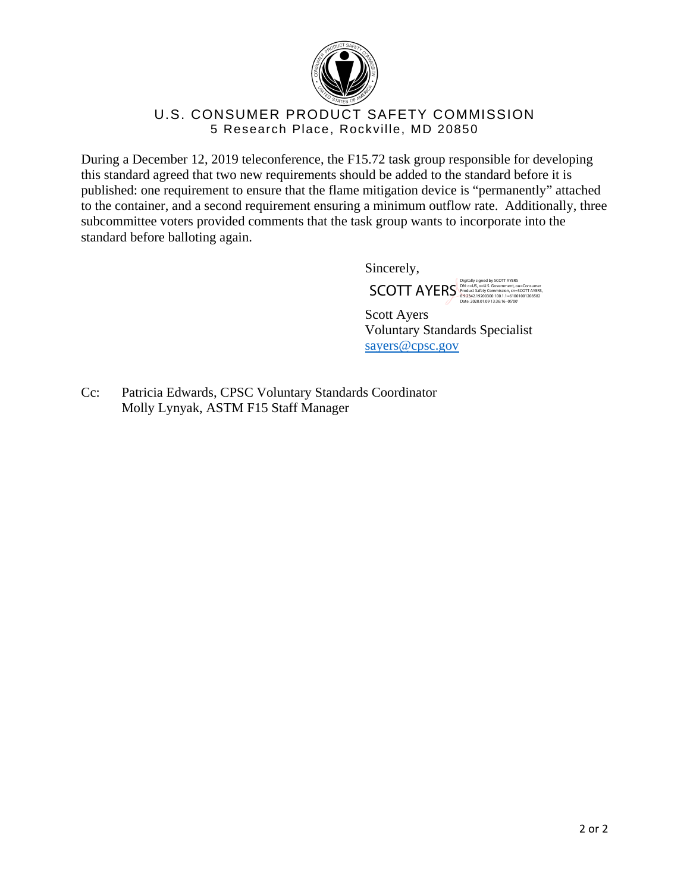U.S. CONSUMER PRODUCT SAFETY COMMISSION
5 Research Place, Rockville, MD 20850

During a December 12, 2019 teleconference, the F15.72 task group responsible for developing this standard agreed that two new requirements should be added to the standard before it is published: one requirement to ensure that the flame mitigation device is "permanently" attached to the container, and a second requirement ensuring a minimum outflow rate. Additionally, three subcommittee voters provided comments that the task group wants to incorporate into the standard before balloting again.

Sincerely,

SCOTT AYERS Digitally signed by SCOTT AYERS DN: c=US, o=U.S. Government, ou=Consumer Product Safety Commission, cn=SCOTT AYERS, 0.9.2342.19200300.100.1.1=61001001208582 Date: 2020.01.09 13:36:16 -05'00'

Scott Ayers
Voluntary Standards Specialist
sayers@cpsc.gov

Cc: Patricia Edwards, CPSC Voluntary Standards Coordinator
Molly Lynyak, ASTM F15 Staff Manager